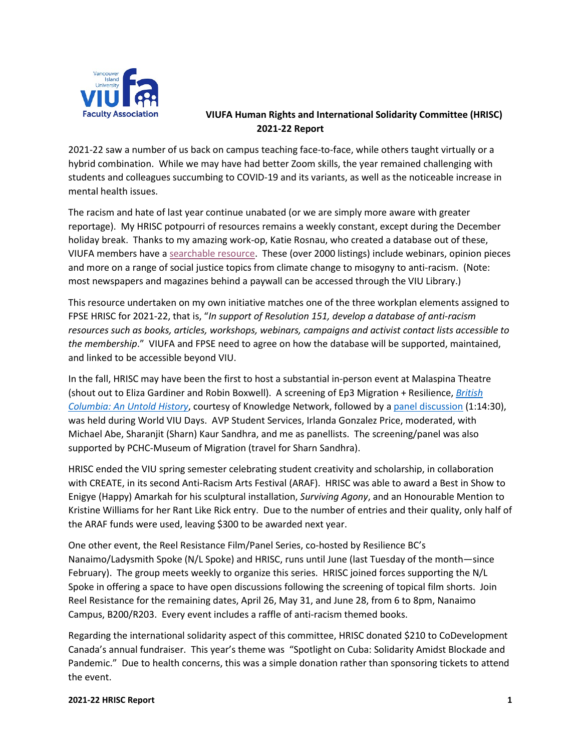**VIUFA Human Rights and International Solidarity Committee (HRISC)**
**2021-22 Report**

2021-22 saw a number of us back on campus teaching face-to-face, while others taught virtually or a hybrid combination. While we may have had better Zoom skills, the year remained challenging with students and colleagues succumbing to COVID-19 and its variants, as well as the noticeable increase in mental health issues.

The racism and hate of last year continue unabated (or we are simply more aware with greater reportage). My HRISC potpourri of resources remains a weekly constant, except during the December holiday break. Thanks to my amazing work-op, Katie Rosnau, who created a database out of these, VIUFA members have a searchable resource. These (over 2000 listings) include webinars, opinion pieces and more on a range of social justice topics from climate change to misogyny to anti-racism. (Note: most newspapers and magazines behind a paywall can be accessed through the VIU Library.)

This resource undertaken on my own initiative matches one of the three workplan elements assigned to FPSE HRISC for 2021-22, that is, "*In support of Resolution 151, develop a database of anti-racism resources such as books, articles, workshops, webinars, campaigns and activist contact lists accessible to the membership*." VIUFA and FPSE need to agree on how the database will be supported, maintained, and linked to be accessible beyond VIU.

In the fall, HRISC may have been the first to host a substantial in-person event at Malaspina Theatre (shout out to Eliza Gardiner and Robin Boxwell). A screening of Ep3 Migration + Resilience, *British Columbia: An Untold History*, courtesy of Knowledge Network, followed by a panel discussion (1:14:30), was held during World VIU Days. AVP Student Services, Irlanda Gonzalez Price, moderated, with Michael Abe, Sharanjit (Sharn) Kaur Sandhra, and me as panellists. The screening/panel was also supported by PCHC-Museum of Migration (travel for Sharn Sandhra).

HRISC ended the VIU spring semester celebrating student creativity and scholarship, in collaboration with CREATE, in its second Anti-Racism Arts Festival (ARAF). HRISC was able to award a Best in Show to Enigye (Happy) Amarkah for his sculptural installation, *Surviving Agony*, and an Honourable Mention to Kristine Williams for her Rant Like Rick entry. Due to the number of entries and their quality, only half of the ARAF funds were used, leaving $300 to be awarded next year.

One other event, the Reel Resistance Film/Panel Series, co-hosted by Resilience BC's Nanaimo/Ladysmith Spoke (N/L Spoke) and HRISC, runs until June (last Tuesday of the month—since February). The group meets weekly to organize this series. HRISC joined forces supporting the N/L Spoke in offering a space to have open discussions following the screening of topical film shorts. Join Reel Resistance for the remaining dates, April 26, May 31, and June 28, from 6 to 8pm, Nanaimo Campus, B200/R203. Every event includes a raffle of anti-racism themed books.

Regarding the international solidarity aspect of this committee, HRISC donated $210 to CoDevelopment Canada's annual fundraiser. This year's theme was "Spotlight on Cuba: Solidarity Amidst Blockade and Pandemic." Due to health concerns, this was a simple donation rather than sponsoring tickets to attend the event.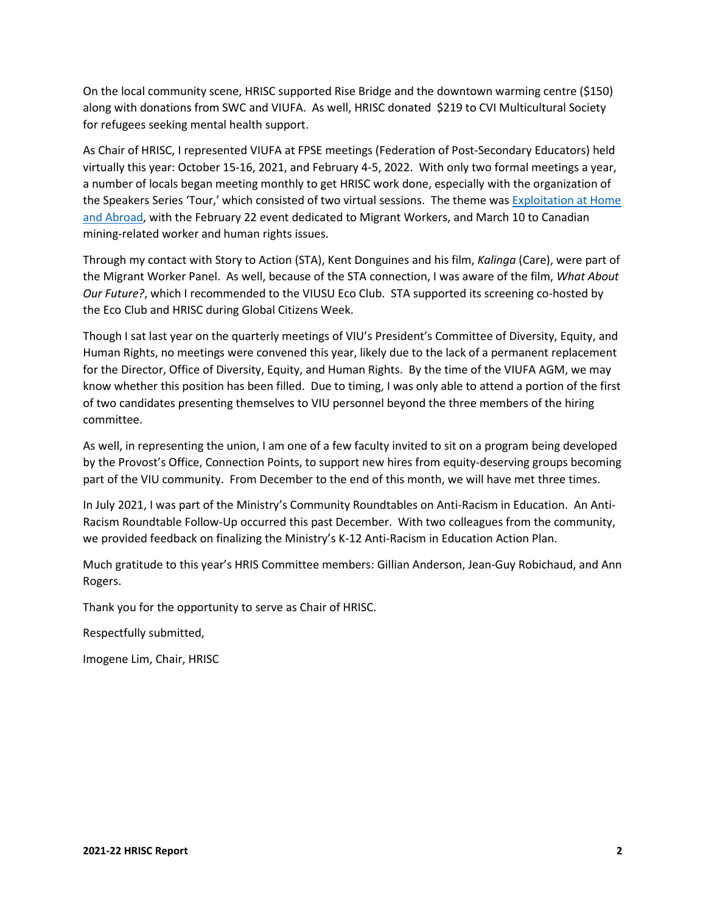On the local community scene, HRISC supported Rise Bridge and the downtown warming centre ($150) along with donations from SWC and VIUFA. As well, HRISC donated $219 to CVI Multicultural Society for refugees seeking mental health support.

As Chair of HRISC, I represented VIUFA at FPSE meetings (Federation of Post-Secondary Educators) held virtually this year: October 15-16, 2021, and February 4-5, 2022. With only two formal meetings a year, a number of locals began meeting monthly to get HRISC work done, especially with the organization of the Speakers Series 'Tour,' which consisted of two virtual sessions. The theme was Exploitation at Home and Abroad, with the February 22 event dedicated to Migrant Workers, and March 10 to Canadian mining-related worker and human rights issues.

Through my contact with Story to Action (STA), Kent Donguines and his film, *Kalinga* (Care), were part of the Migrant Worker Panel. As well, because of the STA connection, I was aware of the film, *What About Our Future?*, which I recommended to the VIUSU Eco Club. STA supported its screening co-hosted by the Eco Club and HRISC during Global Citizens Week.

Though I sat last year on the quarterly meetings of VIU's President's Committee of Diversity, Equity, and Human Rights, no meetings were convened this year, likely due to the lack of a permanent replacement for the Director, Office of Diversity, Equity, and Human Rights. By the time of the VIUFA AGM, we may know whether this position has been filled. Due to timing, I was only able to attend a portion of the first of two candidates presenting themselves to VIU personnel beyond the three members of the hiring committee.

As well, in representing the union, I am one of a few faculty invited to sit on a program being developed by the Provost's Office, Connection Points, to support new hires from equity-deserving groups becoming part of the VIU community. From December to the end of this month, we will have met three times.

In July 2021, I was part of the Ministry's Community Roundtables on Anti-Racism in Education. An Anti-Racism Roundtable Follow-Up occurred this past December. With two colleagues from the community, we provided feedback on finalizing the Ministry's K-12 Anti-Racism in Education Action Plan.

Much gratitude to this year's HRIS Committee members: Gillian Anderson, Jean-Guy Robichaud, and Ann Rogers.

Thank you for the opportunity to serve as Chair of HRISC.

Respectfully submitted,

Imogene Lim, Chair, HRISC